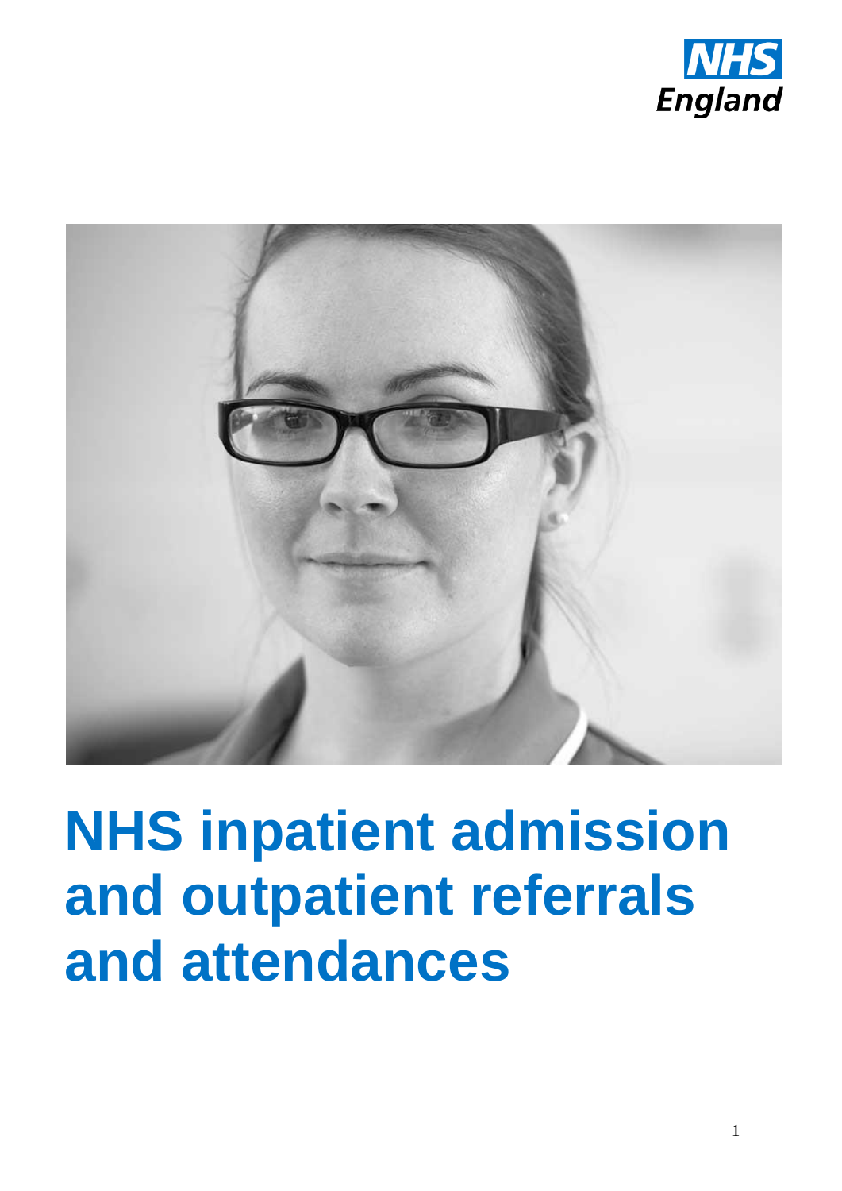NHS England

# NHS inpatient admission and outpatient referrals and attendances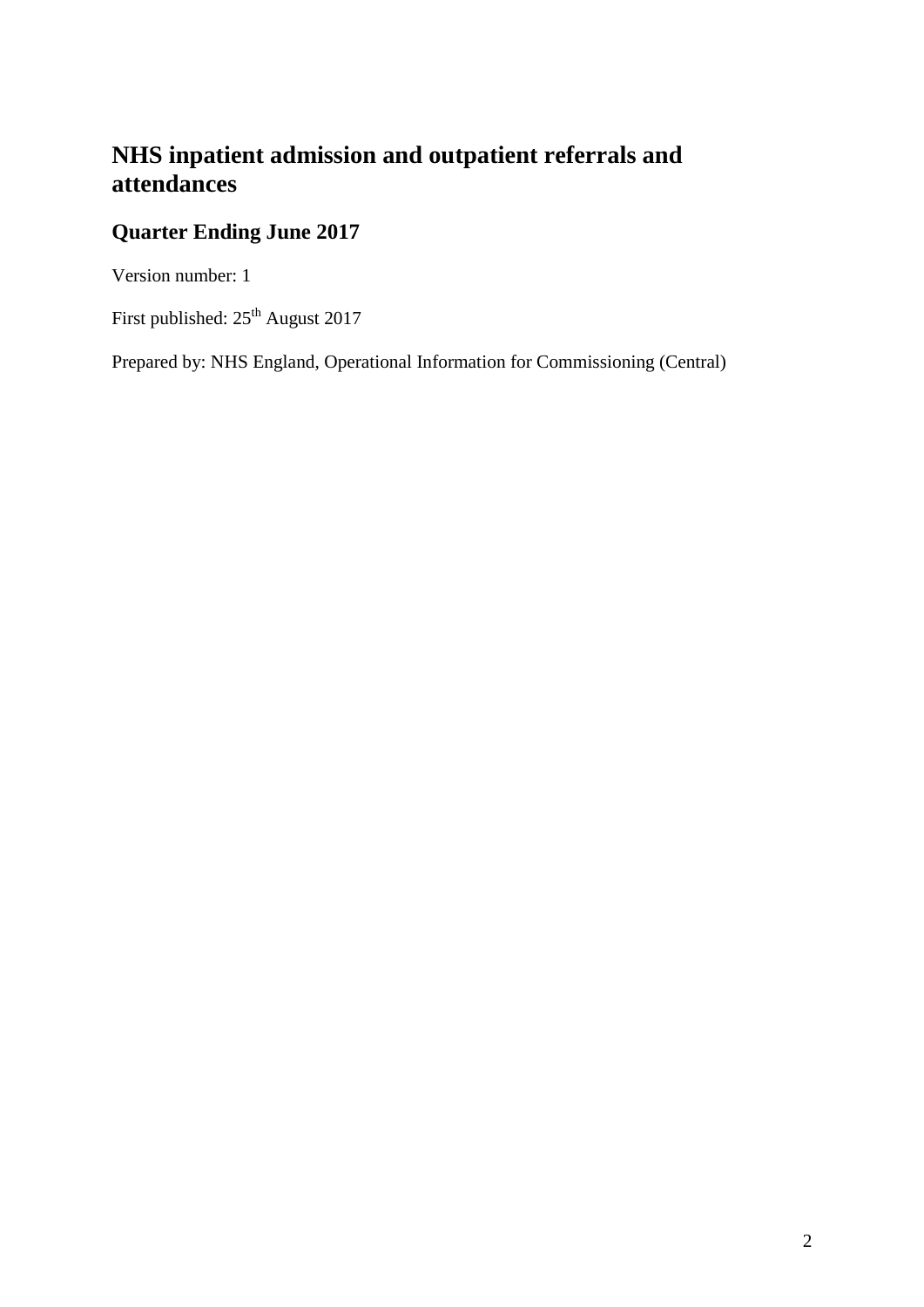# NHS inpatient admission and outpatient referrals and attendances

## Quarter Ending June 2017

Version number: 1

First published: 25th August 2017

Prepared by: NHS England, Operational Information for Commissioning (Central)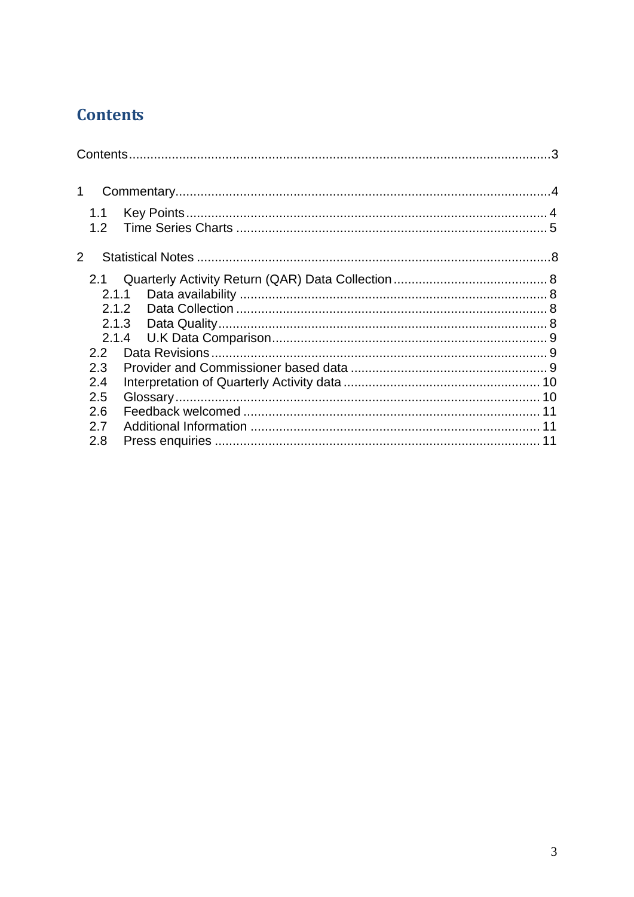# Contents

Contents.....................................................................................................................3

1 Commentary.........................................................................................................4

- 1.1 Key Points....................................................................................................4
- 1.2 Time Series Charts ......................................................................................5

2 Statistical Notes ..................................................................................................8

- 2.1 Quarterly Activity Return (QAR) Data Collection ...........................................8
  - 2.1.1 Data availability .....................................................................................8
  - 2.1.2 Data Collection ......................................................................................8
  - 2.1.3 Data Quality...........................................................................................8
  - 2.1.4 U.K Data Comparison............................................................................9
- 2.2 Data Revisions.............................................................................................9
- 2.3 Provider and Commissioner based data .......................................................9
- 2.4 Interpretation of Quarterly Activity data ......................................................10
- 2.5 Glossary.....................................................................................................10
- 2.6 Feedback welcomed ..................................................................................11
- 2.7 Additional Information ................................................................................11
- 2.8 Press enquiries ..........................................................................................11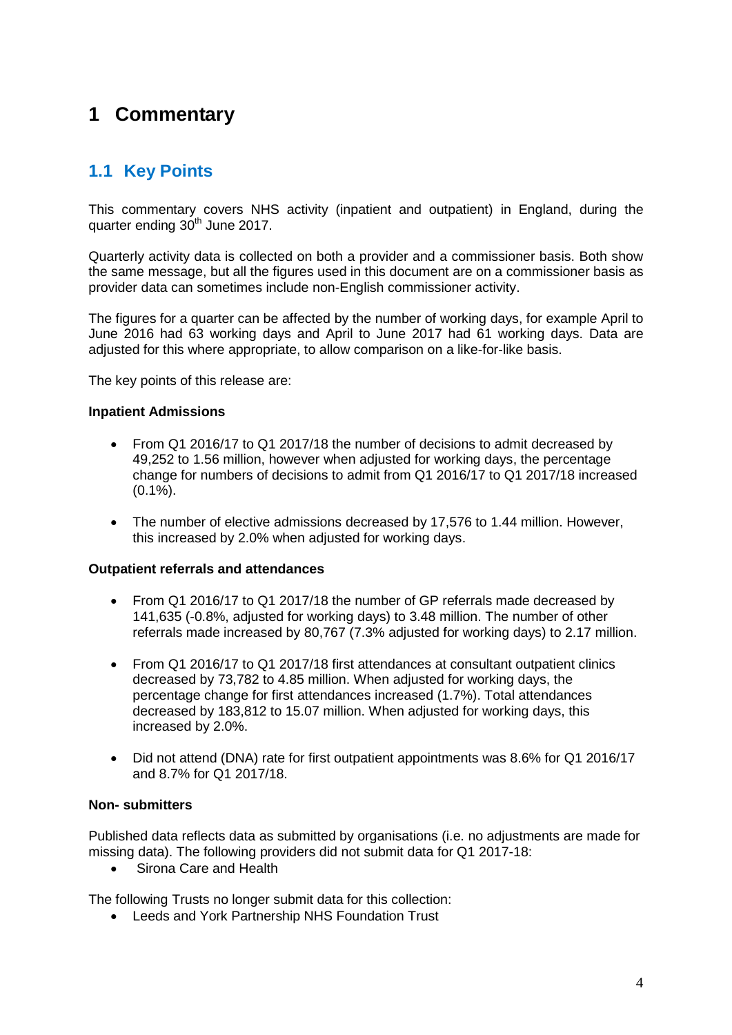# 1 Commentary

## 1.1 Key Points

This commentary covers NHS activity (inpatient and outpatient) in England, during the quarter ending 30th June 2017.

Quarterly activity data is collected on both a provider and a commissioner basis. Both show the same message, but all the figures used in this document are on a commissioner basis as provider data can sometimes include non-English commissioner activity.

The figures for a quarter can be affected by the number of working days, for example April to June 2016 had 63 working days and April to June 2017 had 61 working days. Data are adjusted for this where appropriate, to allow comparison on a like-for-like basis.

The key points of this release are:

**Inpatient Admissions**

- From Q1 2016/17 to Q1 2017/18 the number of decisions to admit decreased by 49,252 to 1.56 million, however when adjusted for working days, the percentage change for numbers of decisions to admit from Q1 2016/17 to Q1 2017/18 increased (0.1%).
- The number of elective admissions decreased by 17,576 to 1.44 million. However, this increased by 2.0% when adjusted for working days.

**Outpatient referrals and attendances**

- From Q1 2016/17 to Q1 2017/18 the number of GP referrals made decreased by 141,635 (-0.8%, adjusted for working days) to 3.48 million. The number of other referrals made increased by 80,767 (7.3% adjusted for working days) to 2.17 million.
- From Q1 2016/17 to Q1 2017/18 first attendances at consultant outpatient clinics decreased by 73,782 to 4.85 million. When adjusted for working days, the percentage change for first attendances increased (1.7%). Total attendances decreased by 183,812 to 15.07 million. When adjusted for working days, this increased by 2.0%.
- Did not attend (DNA) rate for first outpatient appointments was 8.6% for Q1 2016/17 and 8.7% for Q1 2017/18.

**Non- submitters**

Published data reflects data as submitted by organisations (i.e. no adjustments are made for missing data). The following providers did not submit data for Q1 2017-18:

- Sirona Care and Health

The following Trusts no longer submit data for this collection:

- Leeds and York Partnership NHS Foundation Trust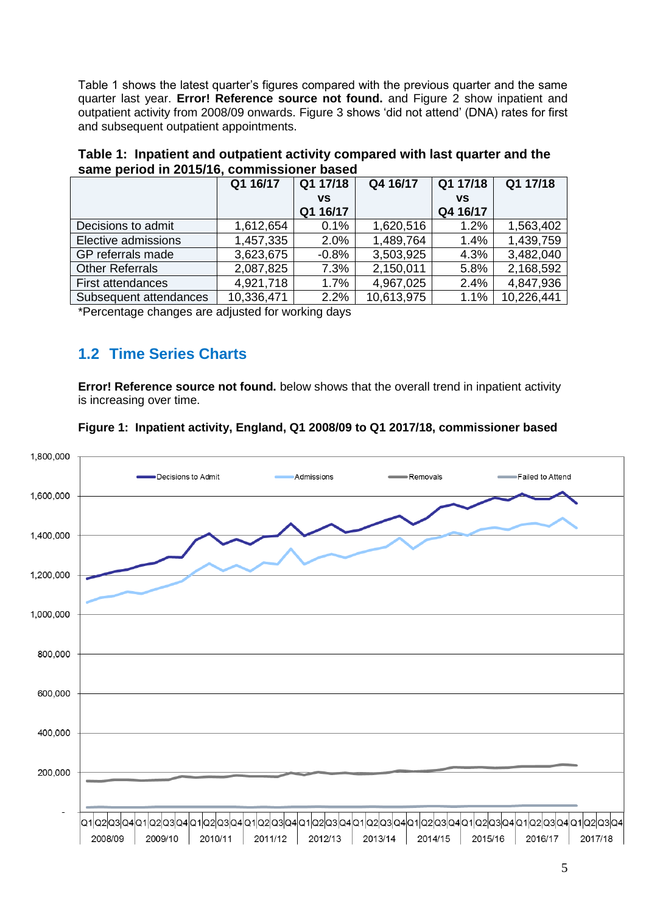Table 1 shows the latest quarter's figures compared with the previous quarter and the same quarter last year. **Error! Reference source not found.** and Figure 2 show inpatient and outpatient activity from 2008/09 onwards. Figure 3 shows 'did not attend' (DNA) rates for first and subsequent outpatient appointments.

**Table 1: Inpatient and outpatient activity compared with last quarter and the same period in 2015/16, commissioner based**

| | Q1 16/17 | Q1 17/18 vs Q1 16/17 | Q4 16/17 | Q1 17/18 vs Q4 16/17 | Q1 17/18 |
|---|---|---|---|---|---|
| Decisions to admit | 1,612,654 | 0.1% | 1,620,516 | 1.2% | 1,563,402 |
| Elective admissions | 1,457,335 | 2.0% | 1,489,764 | 1.4% | 1,439,759 |
| GP referrals made | 3,623,675 | -0.8% | 3,503,925 | 4.3% | 3,482,040 |
| Other Referrals | 2,087,825 | 7.3% | 2,150,011 | 5.8% | 2,168,592 |
| First attendances | 4,921,718 | 1.7% | 4,967,025 | 2.4% | 4,847,936 |
| Subsequent attendances | 10,336,471 | 2.2% | 10,613,975 | 1.1% | 10,226,441 |

*Percentage changes are adjusted for working days

## 1.2 Time Series Charts

**Error! Reference source not found.** below shows that the overall trend in inpatient activity is increasing over time.

**Figure 1: Inpatient activity, England, Q1 2008/09 to Q1 2017/18, commissioner based**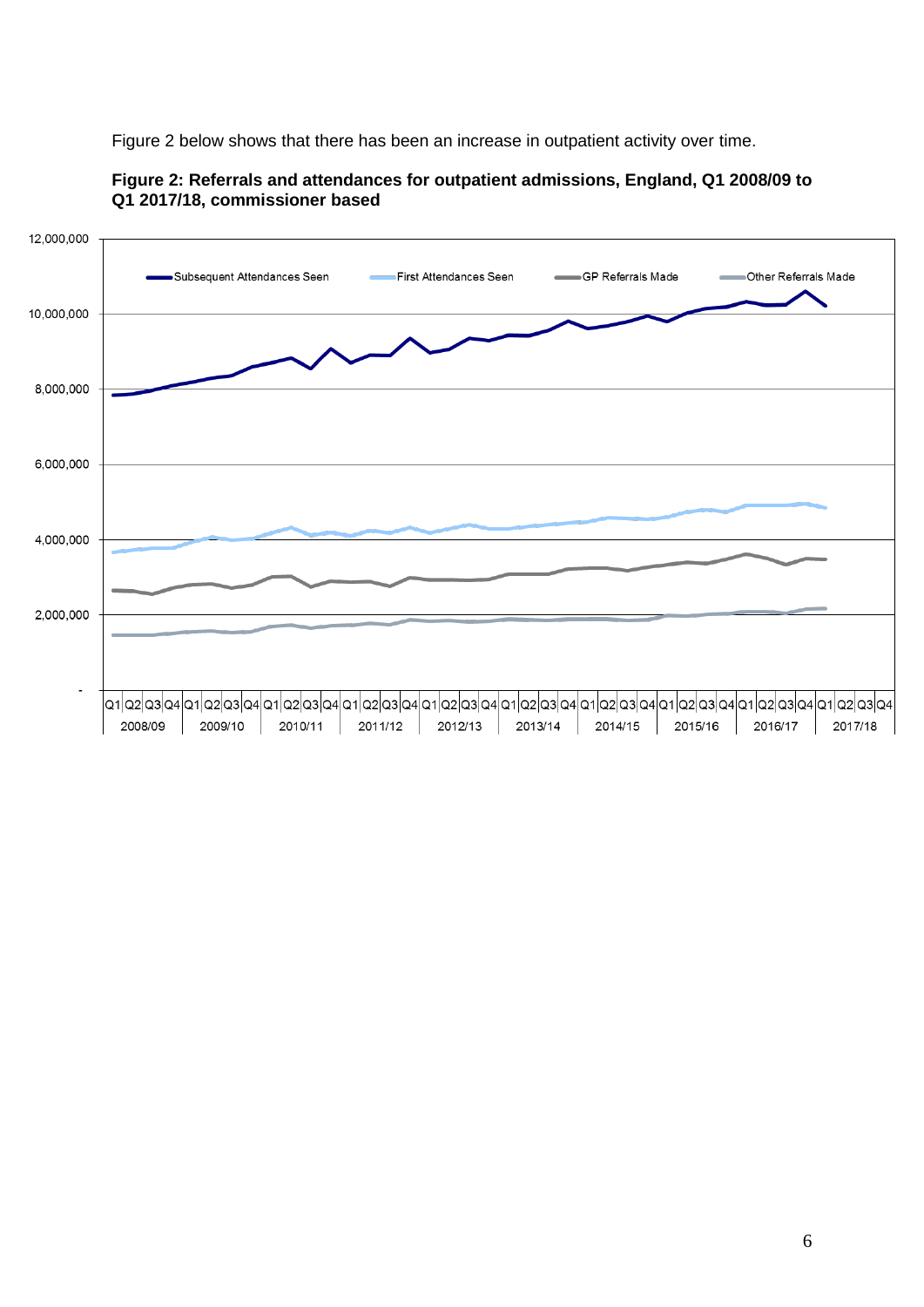Figure 2 below shows that there has been an increase in outpatient activity over time.

**Figure 2: Referrals and attendances for outpatient admissions, England, Q1 2008/09 to Q1 2017/18, commissioner based**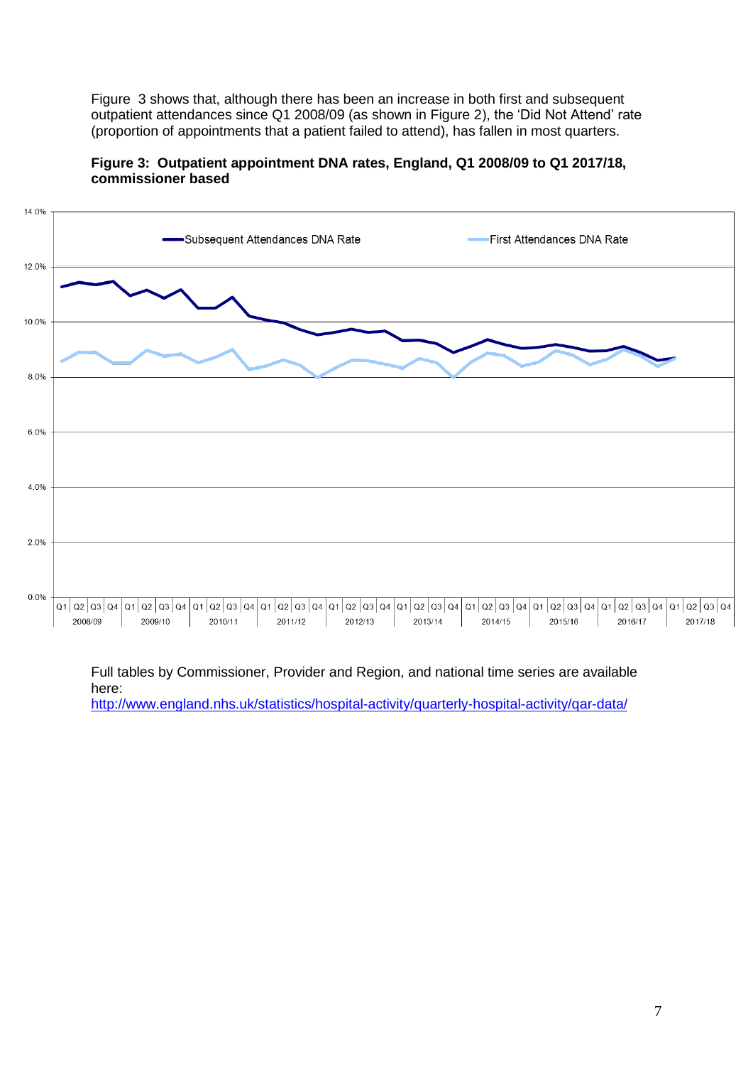Figure 3 shows that, although there has been an increase in both first and subsequent outpatient attendances since Q1 2008/09 (as shown in Figure 2), the 'Did Not Attend' rate (proportion of appointments that a patient failed to attend), has fallen in most quarters.

**Figure 3: Outpatient appointment DNA rates, England, Q1 2008/09 to Q1 2017/18, commissioner based**

Full tables by Commissioner, Provider and Region, and national time series are available here:
http://www.england.nhs.uk/statistics/hospital-activity/quarterly-hospital-activity/qar-data/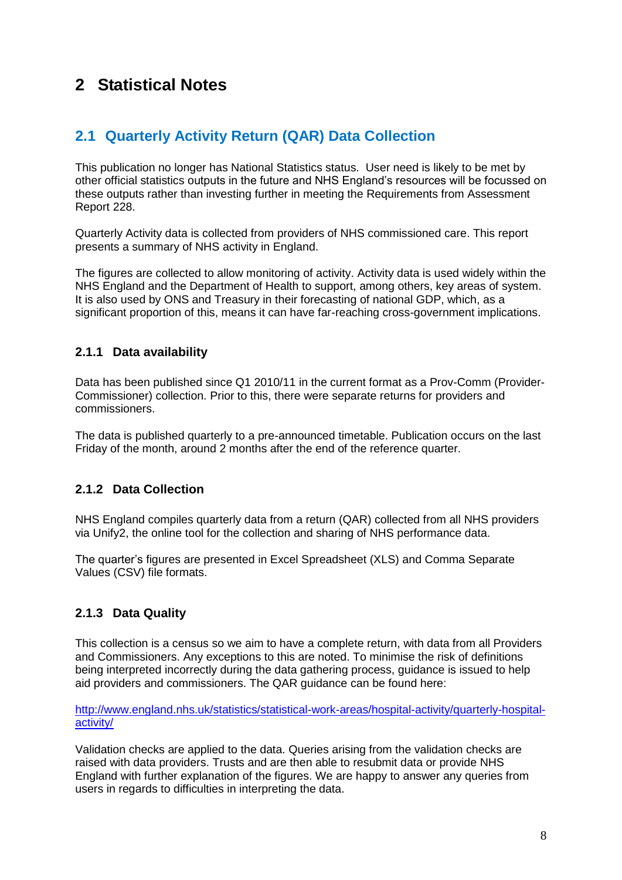# 2 Statistical Notes

## 2.1 Quarterly Activity Return (QAR) Data Collection

This publication no longer has National Statistics status. User need is likely to be met by other official statistics outputs in the future and NHS England's resources will be focussed on these outputs rather than investing further in meeting the Requirements from Assessment Report 228.

Quarterly Activity data is collected from providers of NHS commissioned care. This report presents a summary of NHS activity in England.

The figures are collected to allow monitoring of activity. Activity data is used widely within the NHS England and the Department of Health to support, among others, key areas of system. It is also used by ONS and Treasury in their forecasting of national GDP, which, as a significant proportion of this, means it can have far-reaching cross-government implications.

### 2.1.1 Data availability

Data has been published since Q1 2010/11 in the current format as a Prov-Comm (Provider-Commissioner) collection. Prior to this, there were separate returns for providers and commissioners.

The data is published quarterly to a pre-announced timetable. Publication occurs on the last Friday of the month, around 2 months after the end of the reference quarter.

### 2.1.2 Data Collection

NHS England compiles quarterly data from a return (QAR) collected from all NHS providers via Unify2, the online tool for the collection and sharing of NHS performance data.

The quarter's figures are presented in Excel Spreadsheet (XLS) and Comma Separate Values (CSV) file formats.

### 2.1.3 Data Quality

This collection is a census so we aim to have a complete return, with data from all Providers and Commissioners. Any exceptions to this are noted. To minimise the risk of definitions being interpreted incorrectly during the data gathering process, guidance is issued to help aid providers and commissioners. The QAR guidance can be found here:

http://www.england.nhs.uk/statistics/statistical-work-areas/hospital-activity/quarterly-hospital-activity/

Validation checks are applied to the data. Queries arising from the validation checks are raised with data providers. Trusts and are then able to resubmit data or provide NHS England with further explanation of the figures. We are happy to answer any queries from users in regards to difficulties in interpreting the data.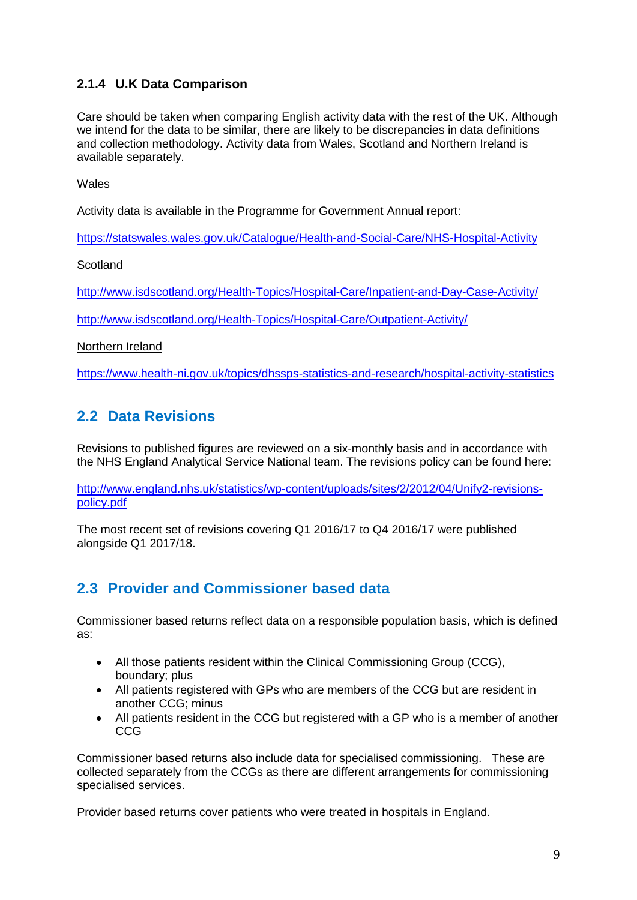### 2.1.4 U.K Data Comparison

Care should be taken when comparing English activity data with the rest of the UK. Although we intend for the data to be similar, there are likely to be discrepancies in data definitions and collection methodology. Activity data from Wales, Scotland and Northern Ireland is available separately.

Wales

Activity data is available in the Programme for Government Annual report:

https://statswales.wales.gov.uk/Catalogue/Health-and-Social-Care/NHS-Hospital-Activity

Scotland

http://www.isdscotland.org/Health-Topics/Hospital-Care/Inpatient-and-Day-Case-Activity/

http://www.isdscotland.org/Health-Topics/Hospital-Care/Outpatient-Activity/

Northern Ireland

https://www.health-ni.gov.uk/topics/dhssps-statistics-and-research/hospital-activity-statistics

## 2.2 Data Revisions

Revisions to published figures are reviewed on a six-monthly basis and in accordance with the NHS England Analytical Service National team. The revisions policy can be found here:

http://www.england.nhs.uk/statistics/wp-content/uploads/sites/2/2012/04/Unify2-revisions-policy.pdf

The most recent set of revisions covering Q1 2016/17 to Q4 2016/17 were published alongside Q1 2017/18.

## 2.3 Provider and Commissioner based data

Commissioner based returns reflect data on a responsible population basis, which is defined as:

- All those patients resident within the Clinical Commissioning Group (CCG), boundary; plus
- All patients registered with GPs who are members of the CCG but are resident in another CCG; minus
- All patients resident in the CCG but registered with a GP who is a member of another CCG

Commissioner based returns also include data for specialised commissioning. These are collected separately from the CCGs as there are different arrangements for commissioning specialised services.

Provider based returns cover patients who were treated in hospitals in England.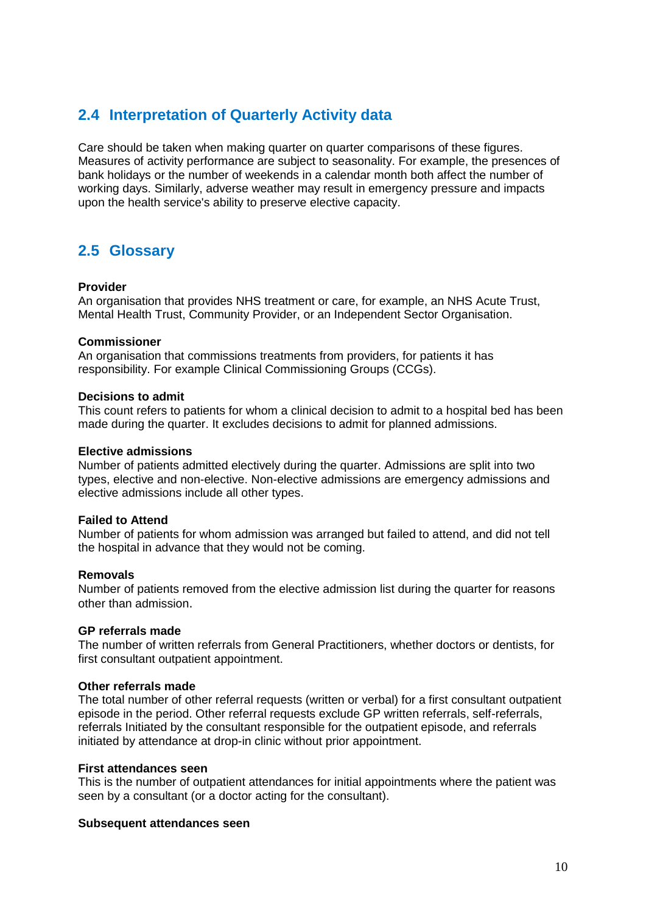## 2.4 Interpretation of Quarterly Activity data

Care should be taken when making quarter on quarter comparisons of these figures. Measures of activity performance are subject to seasonality. For example, the presences of bank holidays or the number of weekends in a calendar month both affect the number of working days. Similarly, adverse weather may result in emergency pressure and impacts upon the health service's ability to preserve elective capacity.

## 2.5 Glossary

**Provider**
An organisation that provides NHS treatment or care, for example, an NHS Acute Trust, Mental Health Trust, Community Provider, or an Independent Sector Organisation.

**Commissioner**
An organisation that commissions treatments from providers, for patients it has responsibility. For example Clinical Commissioning Groups (CCGs).

**Decisions to admit**
This count refers to patients for whom a clinical decision to admit to a hospital bed has been made during the quarter. It excludes decisions to admit for planned admissions.

**Elective admissions**
Number of patients admitted electively during the quarter. Admissions are split into two types, elective and non-elective. Non-elective admissions are emergency admissions and elective admissions include all other types.

**Failed to Attend**
Number of patients for whom admission was arranged but failed to attend, and did not tell the hospital in advance that they would not be coming.

**Removals**
Number of patients removed from the elective admission list during the quarter for reasons other than admission.

**GP referrals made**
The number of written referrals from General Practitioners, whether doctors or dentists, for first consultant outpatient appointment.

**Other referrals made**
The total number of other referral requests (written or verbal) for a first consultant outpatient episode in the period. Other referral requests exclude GP written referrals, self-referrals, referrals Initiated by the consultant responsible for the outpatient episode, and referrals initiated by attendance at drop-in clinic without prior appointment.

**First attendances seen**
This is the number of outpatient attendances for initial appointments where the patient was seen by a consultant (or a doctor acting for the consultant).

**Subsequent attendances seen**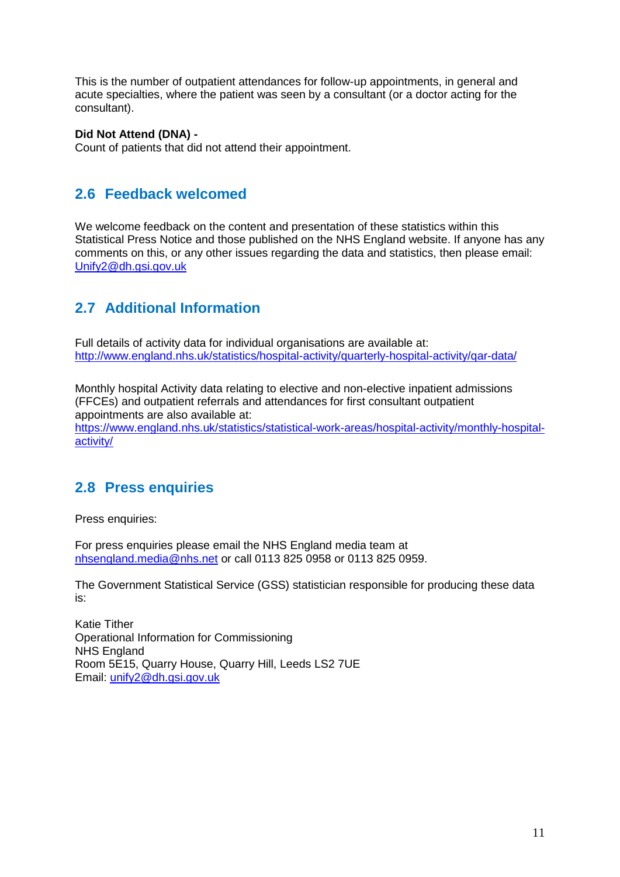This is the number of outpatient attendances for follow-up appointments, in general and acute specialties, where the patient was seen by a consultant (or a doctor acting for the consultant).

**Did Not Attend (DNA) -**
Count of patients that did not attend their appointment.

## 2.6 Feedback welcomed

We welcome feedback on the content and presentation of these statistics within this Statistical Press Notice and those published on the NHS England website. If anyone has any comments on this, or any other issues regarding the data and statistics, then please email: [Unify2@dh.gsi.gov.uk](mailto:Unify2@dh.gsi.gov.uk)

## 2.7 Additional Information

Full details of activity data for individual organisations are available at:
[http://www.england.nhs.uk/statistics/hospital-activity/quarterly-hospital-activity/qar-data/](http://www.england.nhs.uk/statistics/hospital-activity/quarterly-hospital-activity/qar-data/)

Monthly hospital Activity data relating to elective and non-elective inpatient admissions (FFCEs) and outpatient referrals and attendances for first consultant outpatient appointments are also available at:
[https://www.england.nhs.uk/statistics/statistical-work-areas/hospital-activity/monthly-hospital-activity/](https://www.england.nhs.uk/statistics/statistical-work-areas/hospital-activity/monthly-hospital-activity/)

## 2.8 Press enquiries

Press enquiries:

For press enquiries please email the NHS England media team at [nhsengland.media@nhs.net](mailto:nhsengland.media@nhs.net) or call 0113 825 0958 or 0113 825 0959.

The Government Statistical Service (GSS) statistician responsible for producing these data is:

Katie Tither
Operational Information for Commissioning
NHS England
Room 5E15, Quarry House, Quarry Hill, Leeds LS2 7UE
Email: [unify2@dh.gsi.gov.uk](mailto:unify2@dh.gsi.gov.uk)